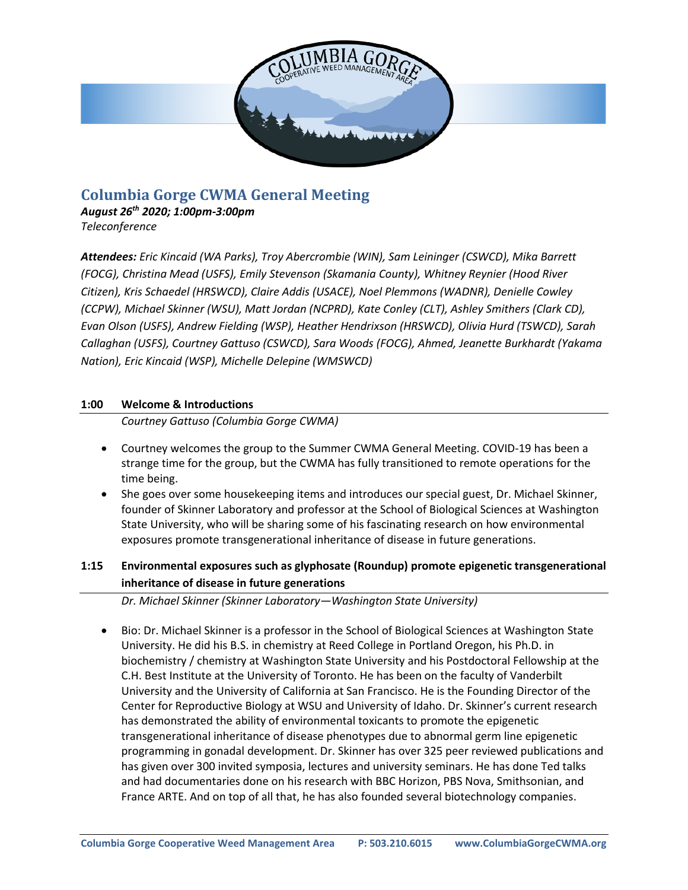# Columbia Gorge CWMA General Meeting

***August 26th 2020; 1:00pm-3:00pm***
*Teleconference*

***Attendees:*** *Eric Kincaid (WA Parks), Troy Abercrombie (WIN), Sam Leininger (CSWCD), Mika Barrett (FOCG), Christina Mead (USFS), Emily Stevenson (Skamania County), Whitney Reynier (Hood River Citizen), Kris Schaedel (HRSWCD), Claire Addis (USACE), Noel Plemmons (WADNR), Denielle Cowley (CCPW), Michael Skinner (WSU), Matt Jordan (NCPRD), Kate Conley (CLT), Ashley Smithers (Clark CD), Evan Olson (USFS), Andrew Fielding (WSP), Heather Hendrixson (HRSWCD), Olivia Hurd (TSWCD), Sarah Callaghan (USFS), Courtney Gattuso (CSWCD), Sara Woods (FOCG), Ahmed, Jeanette Burkhardt (Yakama Nation), Eric Kincaid (WSP), Michelle Delepine (WMSWCD)*

## 1:00 Welcome & Introductions

*Courtney Gattuso (Columbia Gorge CWMA)*

- Courtney welcomes the group to the Summer CWMA General Meeting. COVID-19 has been a strange time for the group, but the CWMA has fully transitioned to remote operations for the time being.
- She goes over some housekeeping items and introduces our special guest, Dr. Michael Skinner, founder of Skinner Laboratory and professor at the School of Biological Sciences at Washington State University, who will be sharing some of his fascinating research on how environmental exposures promote transgenerational inheritance of disease in future generations.

## 1:15 Environmental exposures such as glyphosate (Roundup) promote epigenetic transgenerational inheritance of disease in future generations

*Dr. Michael Skinner (Skinner Laboratory—Washington State University)*

- Bio: Dr. Michael Skinner is a professor in the School of Biological Sciences at Washington State University. He did his B.S. in chemistry at Reed College in Portland Oregon, his Ph.D. in biochemistry / chemistry at Washington State University and his Postdoctoral Fellowship at the C.H. Best Institute at the University of Toronto. He has been on the faculty of Vanderbilt University and the University of California at San Francisco. He is the Founding Director of the Center for Reproductive Biology at WSU and University of Idaho. Dr. Skinner's current research has demonstrated the ability of environmental toxicants to promote the epigenetic transgenerational inheritance of disease phenotypes due to abnormal germ line epigenetic programming in gonadal development. Dr. Skinner has over 325 peer reviewed publications and has given over 300 invited symposia, lectures and university seminars. He has done Ted talks and had documentaries done on his research with BBC Horizon, PBS Nova, Smithsonian, and France ARTE. And on top of all that, he has also founded several biotechnology companies.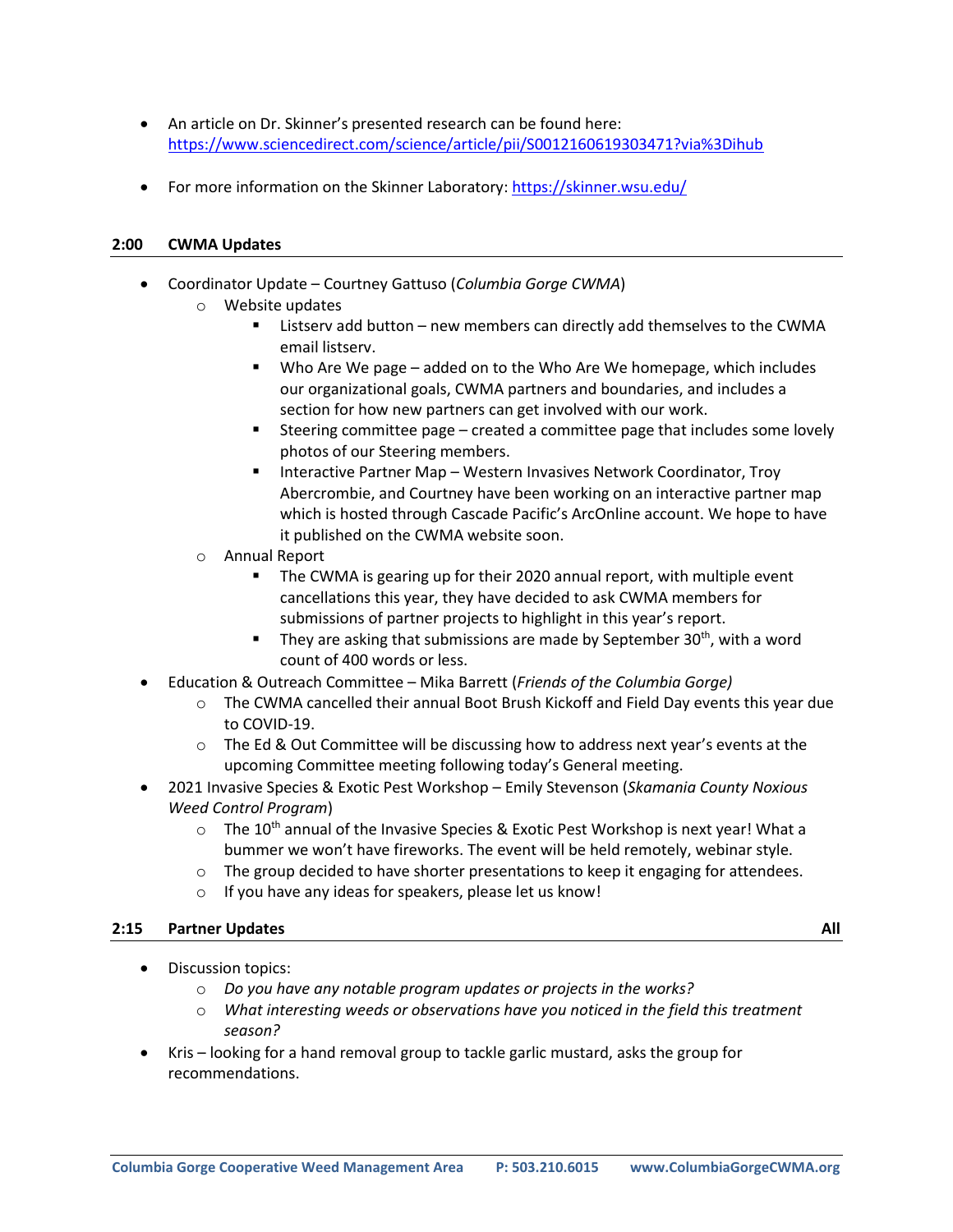- An article on Dr. Skinner's presented research can be found here: https://www.sciencedirect.com/science/article/pii/S0012160619303471?via%3Dihub

- For more information on the Skinner Laboratory: https://skinner.wsu.edu/

## 2:00 CWMA Updates

- Coordinator Update – Courtney Gattuso (*Columbia Gorge CWMA*)
    - Website updates
        - Listserv add button – new members can directly add themselves to the CWMA email listserv.
        - Who Are We page – added on to the Who Are We homepage, which includes our organizational goals, CWMA partners and boundaries, and includes a section for how new partners can get involved with our work.
        - Steering committee page – created a committee page that includes some lovely photos of our Steering members.
        - Interactive Partner Map – Western Invasives Network Coordinator, Troy Abercrombie, and Courtney have been working on an interactive partner map which is hosted through Cascade Pacific's ArcOnline account. We hope to have it published on the CWMA website soon.
    - Annual Report
        - The CWMA is gearing up for their 2020 annual report, with multiple event cancellations this year, they have decided to ask CWMA members for submissions of partner projects to highlight in this year's report.
        - They are asking that submissions are made by September 30th, with a word count of 400 words or less.
- Education & Outreach Committee – Mika Barrett (*Friends of the Columbia Gorge)*
    - The CWMA cancelled their annual Boot Brush Kickoff and Field Day events this year due to COVID-19.
    - The Ed & Out Committee will be discussing how to address next year's events at the upcoming Committee meeting following today's General meeting.
- 2021 Invasive Species & Exotic Pest Workshop – Emily Stevenson (*Skamania County Noxious Weed Control Program*)
    - The 10th annual of the Invasive Species & Exotic Pest Workshop is next year! What a bummer we won't have fireworks. The event will be held remotely, webinar style.
    - The group decided to have shorter presentations to keep it engaging for attendees.
    - If you have any ideas for speakers, please let us know!

## 2:15 Partner Updates — All

- Discussion topics:
    - *Do you have any notable program updates or projects in the works?*
    - *What interesting weeds or observations have you noticed in the field this treatment season?*
- Kris – looking for a hand removal group to tackle garlic mustard, asks the group for recommendations.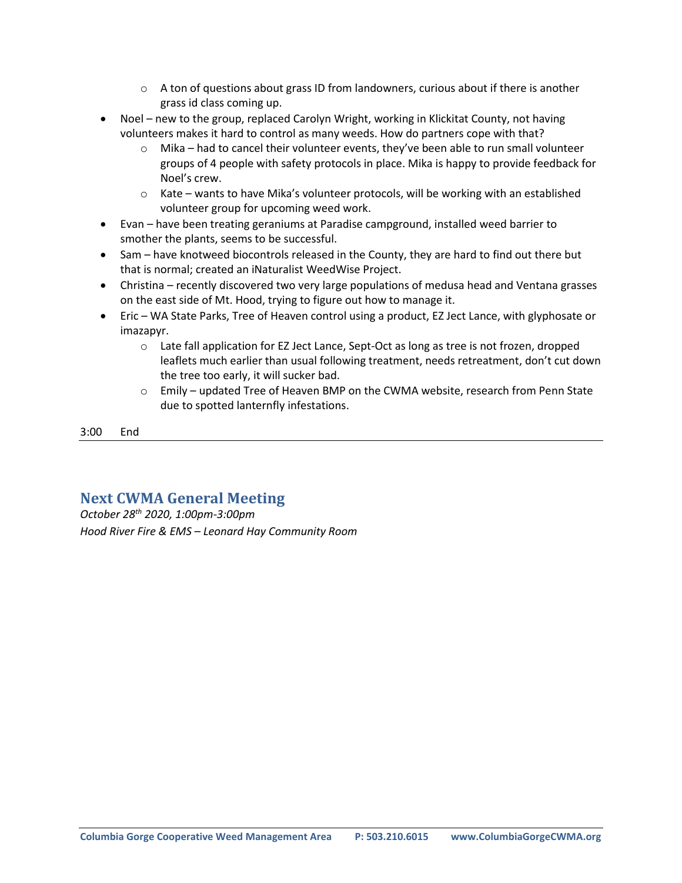- A ton of questions about grass ID from landowners, curious about if there is another grass id class coming up.
- Noel – new to the group, replaced Carolyn Wright, working in Klickitat County, not having volunteers makes it hard to control as many weeds. How do partners cope with that?
    - Mika – had to cancel their volunteer events, they've been able to run small volunteer groups of 4 people with safety protocols in place. Mika is happy to provide feedback for Noel's crew.
    - Kate – wants to have Mika's volunteer protocols, will be working with an established volunteer group for upcoming weed work.
- Evan – have been treating geraniums at Paradise campground, installed weed barrier to smother the plants, seems to be successful.
- Sam – have knotweed biocontrols released in the County, they are hard to find out there but that is normal; created an iNaturalist WeedWise Project.
- Christina – recently discovered two very large populations of medusa head and Ventana grasses on the east side of Mt. Hood, trying to figure out how to manage it.
- Eric – WA State Parks, Tree of Heaven control using a product, EZ Ject Lance, with glyphosate or imazapyr.
    - Late fall application for EZ Ject Lance, Sept-Oct as long as tree is not frozen, dropped leaflets much earlier than usual following treatment, needs retreatment, don't cut down the tree too early, it will sucker bad.
    - Emily – updated Tree of Heaven BMP on the CWMA website, research from Penn State due to spotted lanternfly infestations.

3:00 End

---

## Next CWMA General Meeting

*October 28th 2020, 1:00pm-3:00pm*

*Hood River Fire & EMS – Leonard Hay Community Room*